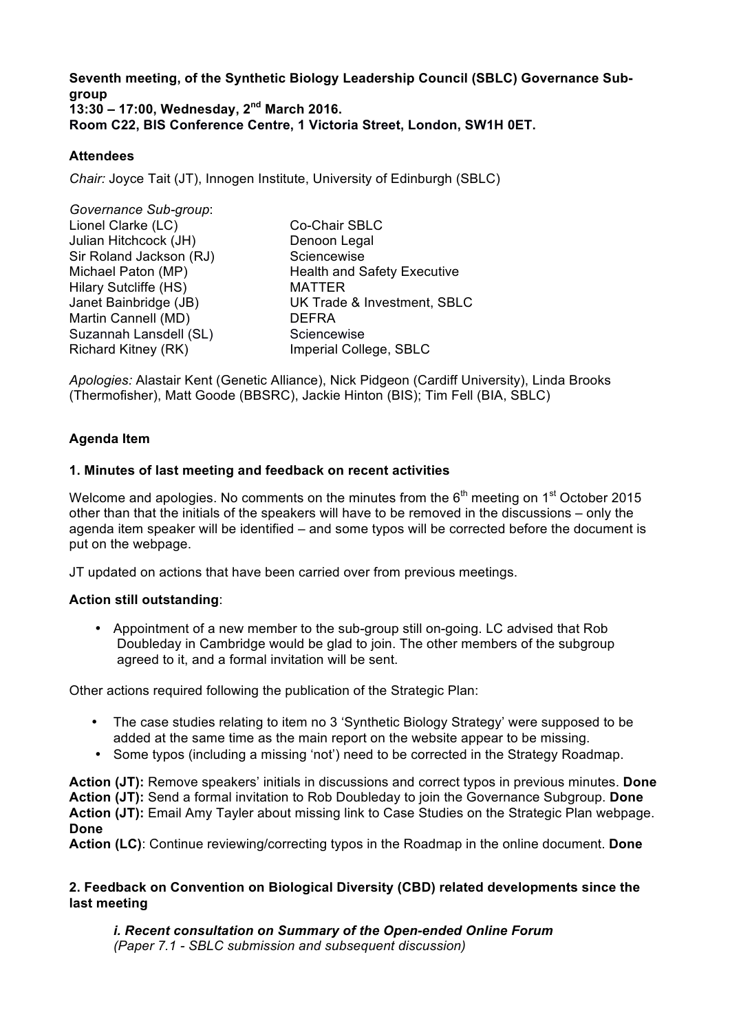**Seventh meeting, of the Synthetic Biology Leadership Council (SBLC) Governance Sub-group**
**13:30 – 17:00, Wednesday, 2nd March 2016.**
**Room C22, BIS Conference Centre, 1 Victoria Street, London, SW1H 0ET.**

**Attendees**

*Chair:* Joyce Tait (JT), Innogen Institute, University of Edinburgh (SBLC)

*Governance Sub-group*:

| | |
|---|---|
| Lionel Clarke (LC) | Co-Chair SBLC |
| Julian Hitchcock (JH) | Denoon Legal |
| Sir Roland Jackson (RJ) | Sciencewise |
| Michael Paton (MP) | Health and Safety Executive |
| Hilary Sutcliffe (HS) | MATTER |
| Janet Bainbridge (JB) | UK Trade & Investment, SBLC |
| Martin Cannell (MD) | DEFRA |
| Suzannah Lansdell (SL) | Sciencewise |
| Richard Kitney (RK) | Imperial College, SBLC |

*Apologies:* Alastair Kent (Genetic Alliance), Nick Pidgeon (Cardiff University), Linda Brooks (Thermofisher), Matt Goode (BBSRC), Jackie Hinton (BIS); Tim Fell (BIA, SBLC)

**Agenda Item**

**1. Minutes of last meeting and feedback on recent activities**

Welcome and apologies. No comments on the minutes from the 6th meeting on 1st October 2015 other than that the initials of the speakers will have to be removed in the discussions – only the agenda item speaker will be identified – and some typos will be corrected before the document is put on the webpage.

JT updated on actions that have been carried over from previous meetings.

**Action still outstanding**:

- Appointment of a new member to the sub-group still on-going. LC advised that Rob Doubleday in Cambridge would be glad to join. The other members of the subgroup agreed to it, and a formal invitation will be sent.

Other actions required following the publication of the Strategic Plan:

- The case studies relating to item no 3 'Synthetic Biology Strategy' were supposed to be added at the same time as the main report on the website appear to be missing.
- Some typos (including a missing 'not') need to be corrected in the Strategy Roadmap.

**Action (JT):** Remove speakers' initials in discussions and correct typos in previous minutes. **Done**
**Action (JT):** Send a formal invitation to Rob Doubleday to join the Governance Subgroup. **Done**
**Action (JT):** Email Amy Tayler about missing link to Case Studies on the Strategic Plan webpage. **Done**
**Action (LC)**: Continue reviewing/correcting typos in the Roadmap in the online document. **Done**

**2. Feedback on Convention on Biological Diversity (CBD) related developments since the last meeting**

***i. Recent consultation on Summary of the Open-ended Online Forum***
*(Paper 7.1 - SBLC submission and subsequent discussion)*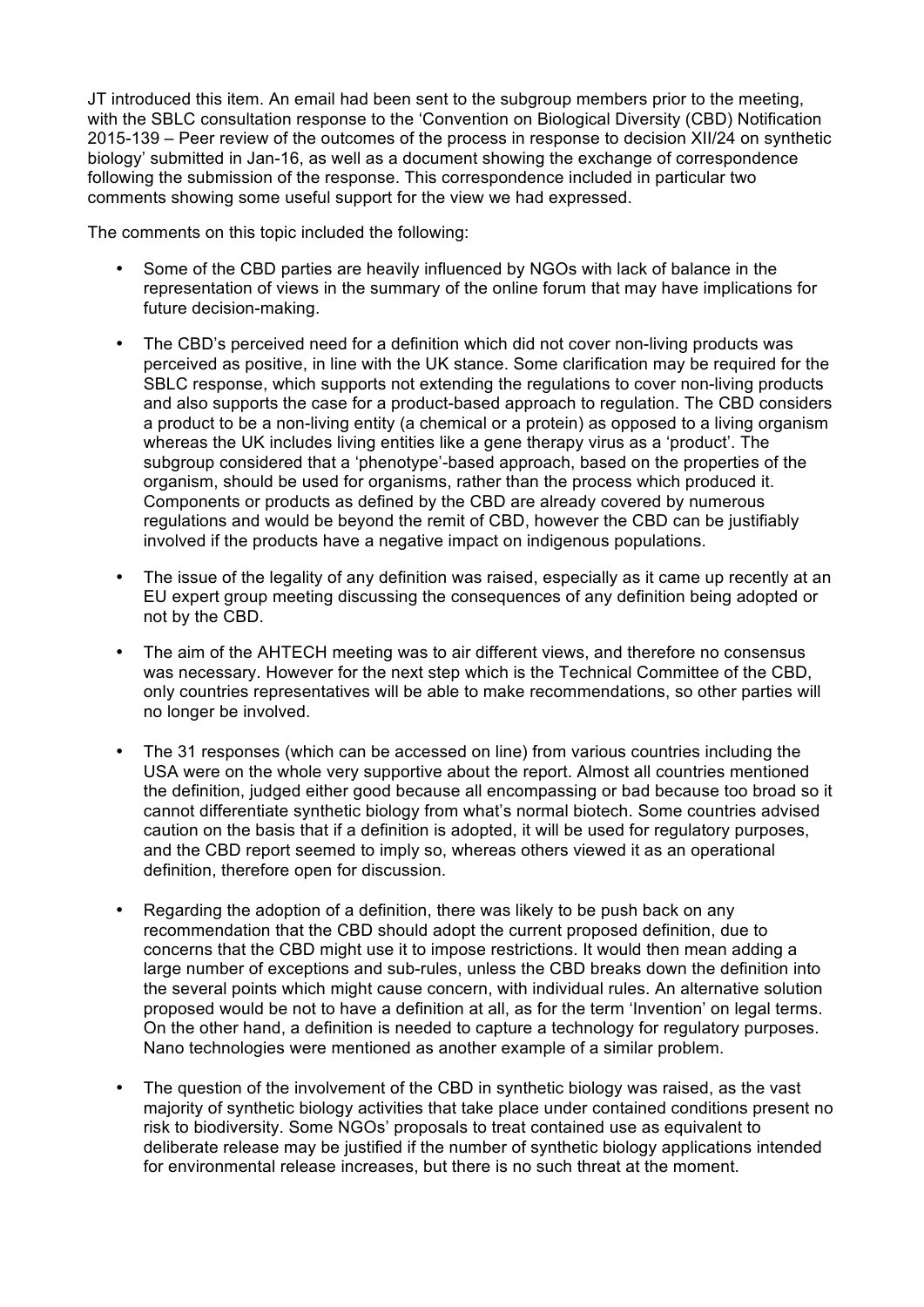JT introduced this item. An email had been sent to the subgroup members prior to the meeting, with the SBLC consultation response to the 'Convention on Biological Diversity (CBD) Notification 2015-139 – Peer review of the outcomes of the process in response to decision XII/24 on synthetic biology' submitted in Jan-16, as well as a document showing the exchange of correspondence following the submission of the response. This correspondence included in particular two comments showing some useful support for the view we had expressed.

The comments on this topic included the following:

- Some of the CBD parties are heavily influenced by NGOs with lack of balance in the representation of views in the summary of the online forum that may have implications for future decision-making.

- The CBD's perceived need for a definition which did not cover non-living products was perceived as positive, in line with the UK stance. Some clarification may be required for the SBLC response, which supports not extending the regulations to cover non-living products and also supports the case for a product-based approach to regulation. The CBD considers a product to be a non-living entity (a chemical or a protein) as opposed to a living organism whereas the UK includes living entities like a gene therapy virus as a 'product'. The subgroup considered that a 'phenotype'-based approach, based on the properties of the organism, should be used for organisms, rather than the process which produced it. Components or products as defined by the CBD are already covered by numerous regulations and would be beyond the remit of CBD, however the CBD can be justifiably involved if the products have a negative impact on indigenous populations.

- The issue of the legality of any definition was raised, especially as it came up recently at an EU expert group meeting discussing the consequences of any definition being adopted or not by the CBD.

- The aim of the AHTECH meeting was to air different views, and therefore no consensus was necessary. However for the next step which is the Technical Committee of the CBD, only countries representatives will be able to make recommendations, so other parties will no longer be involved.

- The 31 responses (which can be accessed on line) from various countries including the USA were on the whole very supportive about the report. Almost all countries mentioned the definition, judged either good because all encompassing or bad because too broad so it cannot differentiate synthetic biology from what's normal biotech. Some countries advised caution on the basis that if a definition is adopted, it will be used for regulatory purposes, and the CBD report seemed to imply so, whereas others viewed it as an operational definition, therefore open for discussion.

- Regarding the adoption of a definition, there was likely to be push back on any recommendation that the CBD should adopt the current proposed definition, due to concerns that the CBD might use it to impose restrictions. It would then mean adding a large number of exceptions and sub-rules, unless the CBD breaks down the definition into the several points which might cause concern, with individual rules. An alternative solution proposed would be not to have a definition at all, as for the term 'Invention' on legal terms. On the other hand, a definition is needed to capture a technology for regulatory purposes. Nano technologies were mentioned as another example of a similar problem.

- The question of the involvement of the CBD in synthetic biology was raised, as the vast majority of synthetic biology activities that take place under contained conditions present no risk to biodiversity. Some NGOs' proposals to treat contained use as equivalent to deliberate release may be justified if the number of synthetic biology applications intended for environmental release increases, but there is no such threat at the moment.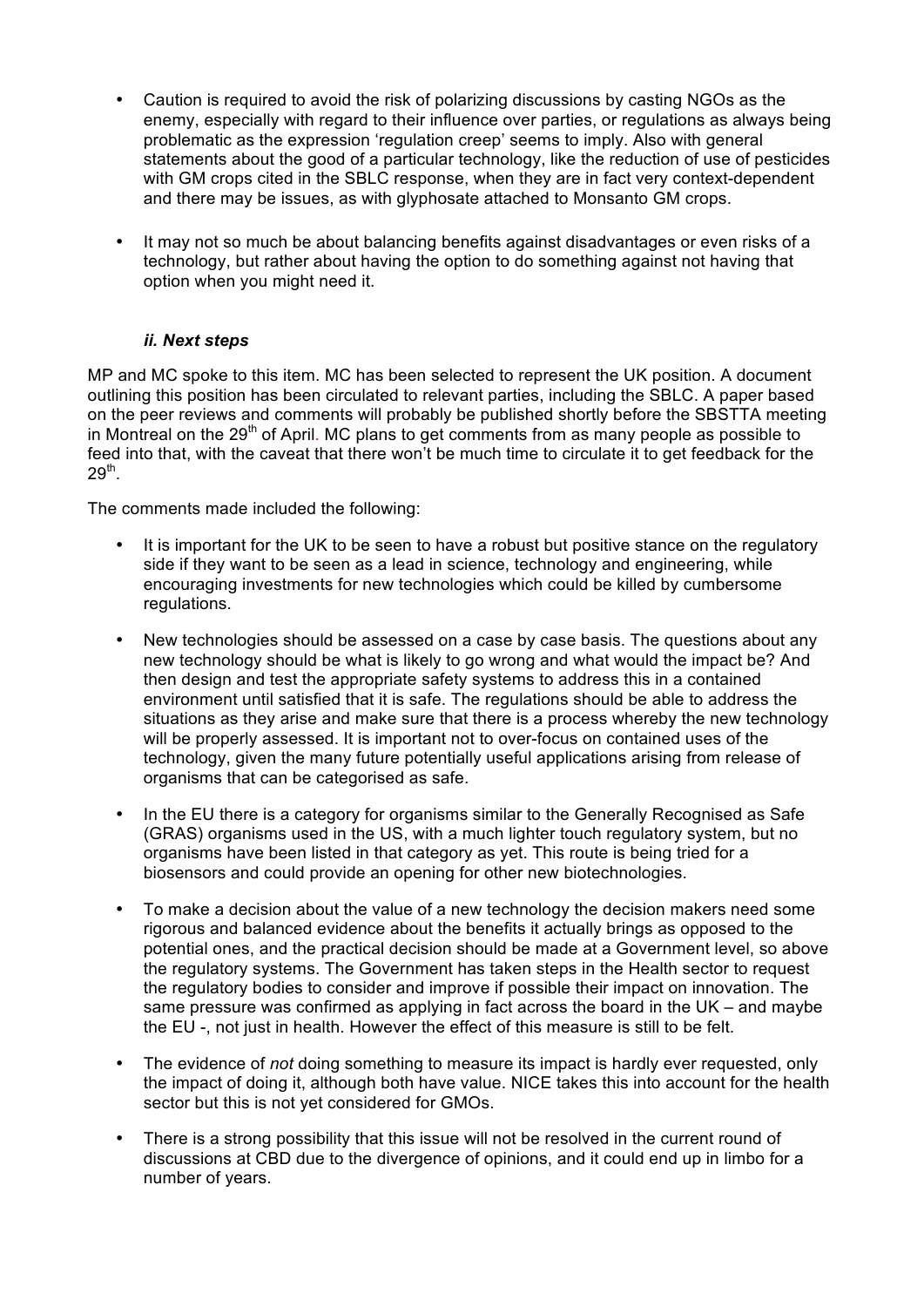- Caution is required to avoid the risk of polarizing discussions by casting NGOs as the enemy, especially with regard to their influence over parties, or regulations as always being problematic as the expression 'regulation creep' seems to imply. Also with general statements about the good of a particular technology, like the reduction of use of pesticides with GM crops cited in the SBLC response, when they are in fact very context-dependent and there may be issues, as with glyphosate attached to Monsanto GM crops.

- It may not so much be about balancing benefits against disadvantages or even risks of a technology, but rather about having the option to do something against not having that option when you might need it.

### *ii. Next steps*

MP and MC spoke to this item. MC has been selected to represent the UK position. A document outlining this position has been circulated to relevant parties, including the SBLC. A paper based on the peer reviews and comments will probably be published shortly before the SBSTTA meeting in Montreal on the 29th of April. MC plans to get comments from as many people as possible to feed into that, with the caveat that there won't be much time to circulate it to get feedback for the 29th.

The comments made included the following:

- It is important for the UK to be seen to have a robust but positive stance on the regulatory side if they want to be seen as a lead in science, technology and engineering, while encouraging investments for new technologies which could be killed by cumbersome regulations.

- New technologies should be assessed on a case by case basis. The questions about any new technology should be what is likely to go wrong and what would the impact be? And then design and test the appropriate safety systems to address this in a contained environment until satisfied that it is safe. The regulations should be able to address the situations as they arise and make sure that there is a process whereby the new technology will be properly assessed. It is important not to over-focus on contained uses of the technology, given the many future potentially useful applications arising from release of organisms that can be categorised as safe.

- In the EU there is a category for organisms similar to the Generally Recognised as Safe (GRAS) organisms used in the US, with a much lighter touch regulatory system, but no organisms have been listed in that category as yet. This route is being tried for a biosensors and could provide an opening for other new biotechnologies.

- To make a decision about the value of a new technology the decision makers need some rigorous and balanced evidence about the benefits it actually brings as opposed to the potential ones, and the practical decision should be made at a Government level, so above the regulatory systems. The Government has taken steps in the Health sector to request the regulatory bodies to consider and improve if possible their impact on innovation. The same pressure was confirmed as applying in fact across the board in the UK – and maybe the EU -, not just in health. However the effect of this measure is still to be felt.

- The evidence of *not* doing something to measure its impact is hardly ever requested, only the impact of doing it, although both have value. NICE takes this into account for the health sector but this is not yet considered for GMOs.

- There is a strong possibility that this issue will not be resolved in the current round of discussions at CBD due to the divergence of opinions, and it could end up in limbo for a number of years.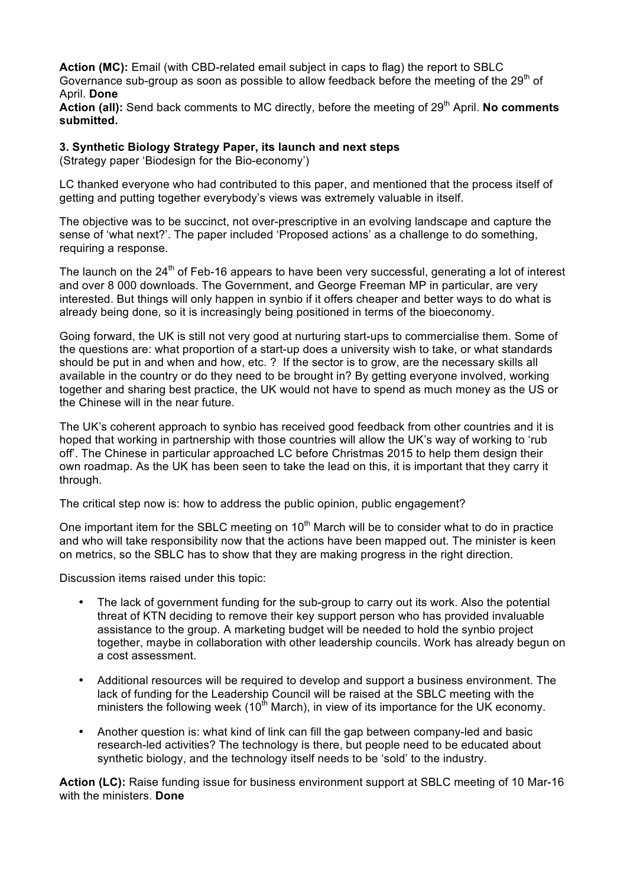**Action (MC):** Email (with CBD-related email subject in caps to flag) the report to SBLC Governance sub-group as soon as possible to allow feedback before the meeting of the 29th of April. **Done**

**Action (all):** Send back comments to MC directly, before the meeting of 29th April. **No comments submitted.**

### 3. Synthetic Biology Strategy Paper, its launch and next steps

(Strategy paper 'Biodesign for the Bio-economy')

LC thanked everyone who had contributed to this paper, and mentioned that the process itself of getting and putting together everybody's views was extremely valuable in itself.

The objective was to be succinct, not over-prescriptive in an evolving landscape and capture the sense of 'what next?'. The paper included 'Proposed actions' as a challenge to do something, requiring a response.

The launch on the 24th of Feb-16 appears to have been very successful, generating a lot of interest and over 8 000 downloads. The Government, and George Freeman MP in particular, are very interested. But things will only happen in synbio if it offers cheaper and better ways to do what is already being done, so it is increasingly being positioned in terms of the bioeconomy.

Going forward, the UK is still not very good at nurturing start-ups to commercialise them. Some of the questions are: what proportion of a start-up does a university wish to take, or what standards should be put in and when and how, etc. ? If the sector is to grow, are the necessary skills all available in the country or do they need to be brought in? By getting everyone involved, working together and sharing best practice, the UK would not have to spend as much money as the US or the Chinese will in the near future.

The UK's coherent approach to synbio has received good feedback from other countries and it is hoped that working in partnership with those countries will allow the UK's way of working to 'rub off'. The Chinese in particular approached LC before Christmas 2015 to help them design their own roadmap. As the UK has been seen to take the lead on this, it is important that they carry it through.

The critical step now is: how to address the public opinion, public engagement?

One important item for the SBLC meeting on 10th March will be to consider what to do in practice and who will take responsibility now that the actions have been mapped out. The minister is keen on metrics, so the SBLC has to show that they are making progress in the right direction.

Discussion items raised under this topic:

- The lack of government funding for the sub-group to carry out its work. Also the potential threat of KTN deciding to remove their key support person who has provided invaluable assistance to the group. A marketing budget will be needed to hold the synbio project together, maybe in collaboration with other leadership councils. Work has already begun on a cost assessment.

- Additional resources will be required to develop and support a business environment. The lack of funding for the Leadership Council will be raised at the SBLC meeting with the ministers the following week (10th March), in view of its importance for the UK economy.

- Another question is: what kind of link can fill the gap between company-led and basic research-led activities? The technology is there, but people need to be educated about synthetic biology, and the technology itself needs to be 'sold' to the industry.

**Action (LC):** Raise funding issue for business environment support at SBLC meeting of 10 Mar-16 with the ministers. **Done**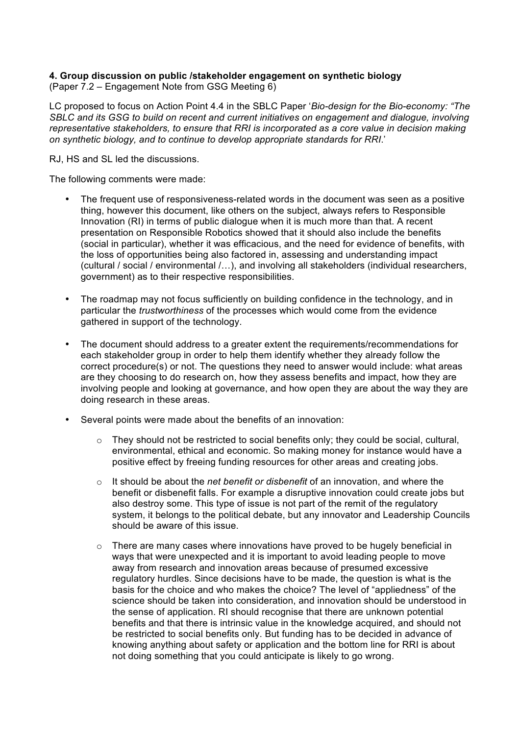**4. Group discussion on public /stakeholder engagement on synthetic biology**
(Paper 7.2 – Engagement Note from GSG Meeting 6)

LC proposed to focus on Action Point 4.4 in the SBLC Paper '*Bio-design for the Bio-economy: "The SBLC and its GSG to build on recent and current initiatives on engagement and dialogue, involving representative stakeholders, to ensure that RRI is incorporated as a core value in decision making on synthetic biology, and to continue to develop appropriate standards for RRI*.'

RJ, HS and SL led the discussions.

The following comments were made:

- The frequent use of responsiveness-related words in the document was seen as a positive thing, however this document, like others on the subject, always refers to Responsible Innovation (RI) in terms of public dialogue when it is much more than that. A recent presentation on Responsible Robotics showed that it should also include the benefits (social in particular), whether it was efficacious, and the need for evidence of benefits, with the loss of opportunities being also factored in, assessing and understanding impact (cultural / social / environmental /…), and involving all stakeholders (individual researchers, government) as to their respective responsibilities.

- The roadmap may not focus sufficiently on building confidence in the technology, and in particular the *trustworthiness* of the processes which would come from the evidence gathered in support of the technology.

- The document should address to a greater extent the requirements/recommendations for each stakeholder group in order to help them identify whether they already follow the correct procedure(s) or not. The questions they need to answer would include: what areas are they choosing to do research on, how they assess benefits and impact, how they are involving people and looking at governance, and how open they are about the way they are doing research in these areas.

- Several points were made about the benefits of an innovation:

    - They should not be restricted to social benefits only; they could be social, cultural, environmental, ethical and economic. So making money for instance would have a positive effect by freeing funding resources for other areas and creating jobs.

    - It should be about the *net benefit or disbenefit* of an innovation, and where the benefit or disbenefit falls. For example a disruptive innovation could create jobs but also destroy some. This type of issue is not part of the remit of the regulatory system, it belongs to the political debate, but any innovator and Leadership Councils should be aware of this issue.

    - There are many cases where innovations have proved to be hugely beneficial in ways that were unexpected and it is important to avoid leading people to move away from research and innovation areas because of presumed excessive regulatory hurdles. Since decisions have to be made, the question is what is the basis for the choice and who makes the choice? The level of "appliedness" of the science should be taken into consideration, and innovation should be understood in the sense of application. RI should recognise that there are unknown potential benefits and that there is intrinsic value in the knowledge acquired, and should not be restricted to social benefits only. But funding has to be decided in advance of knowing anything about safety or application and the bottom line for RRI is about not doing something that you could anticipate is likely to go wrong.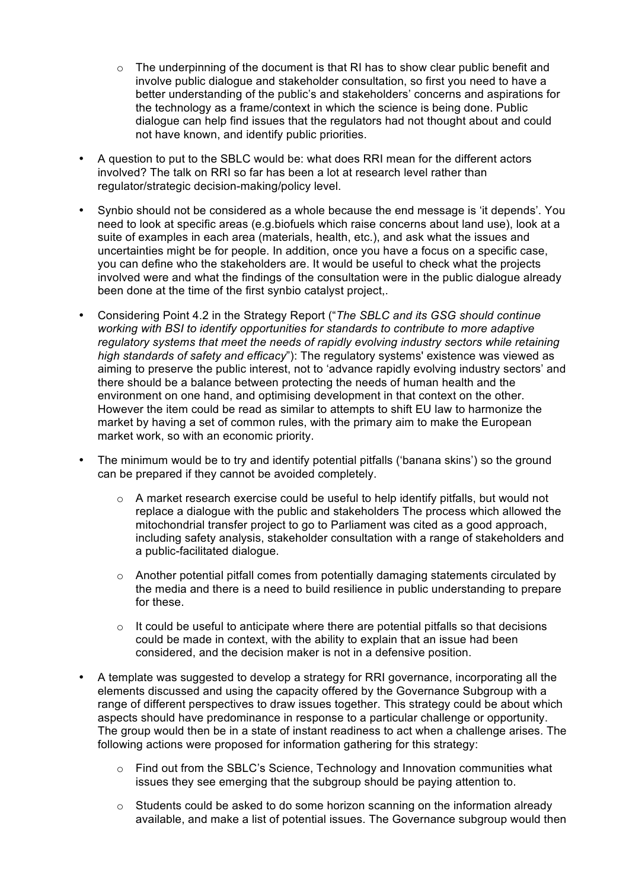- The underpinning of the document is that RI has to show clear public benefit and involve public dialogue and stakeholder consultation, so first you need to have a better understanding of the public's and stakeholders' concerns and aspirations for the technology as a frame/context in which the science is being done. Public dialogue can help find issues that the regulators had not thought about and could not have known, and identify public priorities.

- A question to put to the SBLC would be: what does RRI mean for the different actors involved? The talk on RRI so far has been a lot at research level rather than regulator/strategic decision-making/policy level.

- Synbio should not be considered as a whole because the end message is 'it depends'. You need to look at specific areas (e.g.biofuels which raise concerns about land use), look at a suite of examples in each area (materials, health, etc.), and ask what the issues and uncertainties might be for people. In addition, once you have a focus on a specific case, you can define who the stakeholders are. It would be useful to check what the projects involved were and what the findings of the consultation were in the public dialogue already been done at the time of the first synbio catalyst project,.

- Considering Point 4.2 in the Strategy Report ("*The SBLC and its GSG should continue working with BSI to identify opportunities for standards to contribute to more adaptive regulatory systems that meet the needs of rapidly evolving industry sectors while retaining high standards of safety and efficacy*"): The regulatory systems' existence was viewed as aiming to preserve the public interest, not to 'advance rapidly evolving industry sectors' and there should be a balance between protecting the needs of human health and the environment on one hand, and optimising development in that context on the other. However the item could be read as similar to attempts to shift EU law to harmonize the market by having a set of common rules, with the primary aim to make the European market work, so with an economic priority.

- The minimum would be to try and identify potential pitfalls ('banana skins') so the ground can be prepared if they cannot be avoided completely.
  - A market research exercise could be useful to help identify pitfalls, but would not replace a dialogue with the public and stakeholders The process which allowed the mitochondrial transfer project to go to Parliament was cited as a good approach, including safety analysis, stakeholder consultation with a range of stakeholders and a public-facilitated dialogue.
  - Another potential pitfall comes from potentially damaging statements circulated by the media and there is a need to build resilience in public understanding to prepare for these.
  - It could be useful to anticipate where there are potential pitfalls so that decisions could be made in context, with the ability to explain that an issue had been considered, and the decision maker is not in a defensive position.

- A template was suggested to develop a strategy for RRI governance, incorporating all the elements discussed and using the capacity offered by the Governance Subgroup with a range of different perspectives to draw issues together. This strategy could be about which aspects should have predominance in response to a particular challenge or opportunity. The group would then be in a state of instant readiness to act when a challenge arises. The following actions were proposed for information gathering for this strategy:
  - Find out from the SBLC's Science, Technology and Innovation communities what issues they see emerging that the subgroup should be paying attention to.
  - Students could be asked to do some horizon scanning on the information already available, and make a list of potential issues. The Governance subgroup would then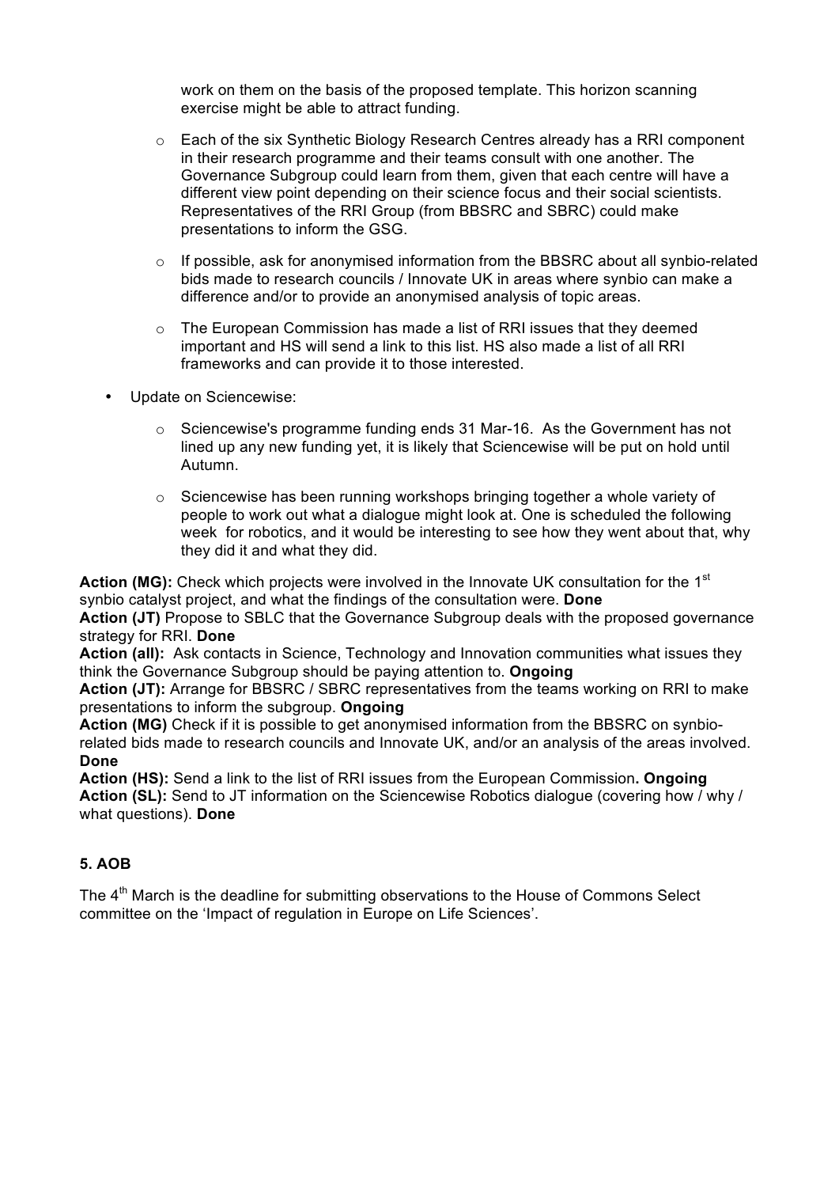work on them on the basis of the proposed template. This horizon scanning exercise might be able to attract funding.

 - Each of the six Synthetic Biology Research Centres already has a RRI component in their research programme and their teams consult with one another. The Governance Subgroup could learn from them, given that each centre will have a different view point depending on their science focus and their social scientists. Representatives of the RRI Group (from BBSRC and SBRC) could make presentations to inform the GSG.

 - If possible, ask for anonymised information from the BBSRC about all synbio-related bids made to research councils / Innovate UK in areas where synbio can make a difference and/or to provide an anonymised analysis of topic areas.

 - The European Commission has made a list of RRI issues that they deemed important and HS will send a link to this list. HS also made a list of all RRI frameworks and can provide it to those interested.

- Update on Sciencewise:

 - Sciencewise's programme funding ends 31 Mar-16. As the Government has not lined up any new funding yet, it is likely that Sciencewise will be put on hold until Autumn.

 - Sciencewise has been running workshops bringing together a whole variety of people to work out what a dialogue might look at. One is scheduled the following week for robotics, and it would be interesting to see how they went about that, why they did it and what they did.

**Action (MG):** Check which projects were involved in the Innovate UK consultation for the 1st synbio catalyst project, and what the findings of the consultation were. **Done**
**Action (JT)** Propose to SBLC that the Governance Subgroup deals with the proposed governance strategy for RRI. **Done**
**Action (all):** Ask contacts in Science, Technology and Innovation communities what issues they think the Governance Subgroup should be paying attention to. **Ongoing**
**Action (JT):** Arrange for BBSRC / SBRC representatives from the teams working on RRI to make presentations to inform the subgroup. **Ongoing**
**Action (MG)** Check if it is possible to get anonymised information from the BBSRC on synbio-related bids made to research councils and Innovate UK, and/or an analysis of the areas involved. **Done**
**Action (HS):** Send a link to the list of RRI issues from the European Commission**. Ongoing**
**Action (SL):** Send to JT information on the Sciencewise Robotics dialogue (covering how / why / what questions). **Done**

### 5. AOB

The 4th March is the deadline for submitting observations to the House of Commons Select committee on the 'Impact of regulation in Europe on Life Sciences'.